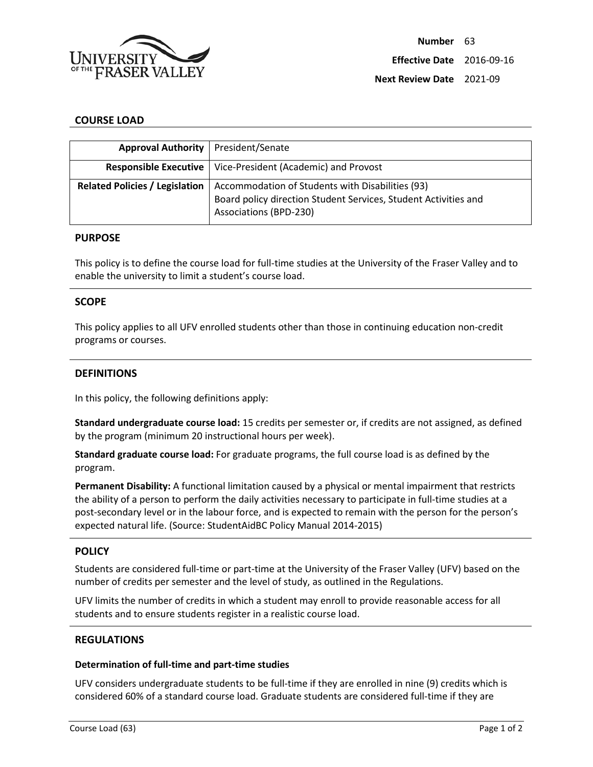| | |
|---|---|
| **Number** | 63 |
| **Effective Date** | 2016-09-16 |
| **Next Review Date** | 2021-09 |

## COURSE LOAD

| | |
|---|---|
| **Approval Authority** | President/Senate |
| **Responsible Executive** | Vice-President (Academic) and Provost |
| **Related Policies / Legislation** | Accommodation of Students with Disabilities (93)<br>Board policy direction Student Services, Student Activities and Associations (BPD-230) |

### PURPOSE

This policy is to define the course load for full-time studies at the University of the Fraser Valley and to enable the university to limit a student's course load.

### SCOPE

This policy applies to all UFV enrolled students other than those in continuing education non-credit programs or courses.

### DEFINITIONS

In this policy, the following definitions apply:

**Standard undergraduate course load:** 15 credits per semester or, if credits are not assigned, as defined by the program (minimum 20 instructional hours per week).

**Standard graduate course load:** For graduate programs, the full course load is as defined by the program.

**Permanent Disability:** A functional limitation caused by a physical or mental impairment that restricts the ability of a person to perform the daily activities necessary to participate in full-time studies at a post-secondary level or in the labour force, and is expected to remain with the person for the person's expected natural life. (Source: StudentAidBC Policy Manual 2014-2015)

### POLICY

Students are considered full-time or part-time at the University of the Fraser Valley (UFV) based on the number of credits per semester and the level of study, as outlined in the Regulations.

UFV limits the number of credits in which a student may enroll to provide reasonable access for all students and to ensure students register in a realistic course load.

### REGULATIONS

#### Determination of full-time and part-time studies

UFV considers undergraduate students to be full-time if they are enrolled in nine (9) credits which is considered 60% of a standard course load. Graduate students are considered full-time if they are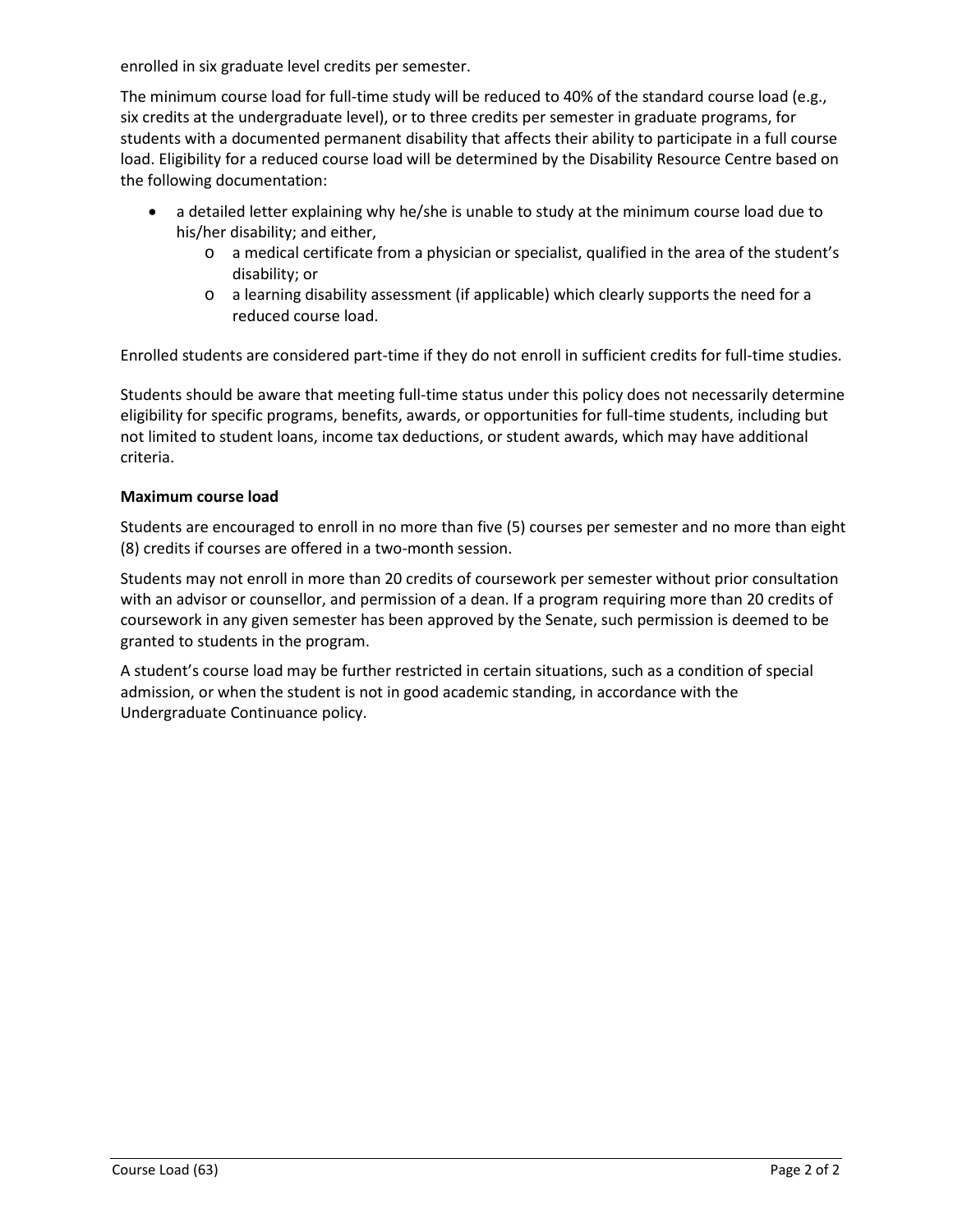enrolled in six graduate level credits per semester.

The minimum course load for full-time study will be reduced to 40% of the standard course load (e.g., six credits at the undergraduate level), or to three credits per semester in graduate programs, for students with a documented permanent disability that affects their ability to participate in a full course load. Eligibility for a reduced course load will be determined by the Disability Resource Centre based on the following documentation:

- a detailed letter explaining why he/she is unable to study at the minimum course load due to his/her disability; and either,
  - a medical certificate from a physician or specialist, qualified in the area of the student's disability; or
  - a learning disability assessment (if applicable) which clearly supports the need for a reduced course load.

Enrolled students are considered part-time if they do not enroll in sufficient credits for full-time studies.

Students should be aware that meeting full-time status under this policy does not necessarily determine eligibility for specific programs, benefits, awards, or opportunities for full-time students, including but not limited to student loans, income tax deductions, or student awards, which may have additional criteria.

**Maximum course load**

Students are encouraged to enroll in no more than five (5) courses per semester and no more than eight (8) credits if courses are offered in a two-month session.

Students may not enroll in more than 20 credits of coursework per semester without prior consultation with an advisor or counsellor, and permission of a dean. If a program requiring more than 20 credits of coursework in any given semester has been approved by the Senate, such permission is deemed to be granted to students in the program.

A student's course load may be further restricted in certain situations, such as a condition of special admission, or when the student is not in good academic standing, in accordance with the Undergraduate Continuance policy.